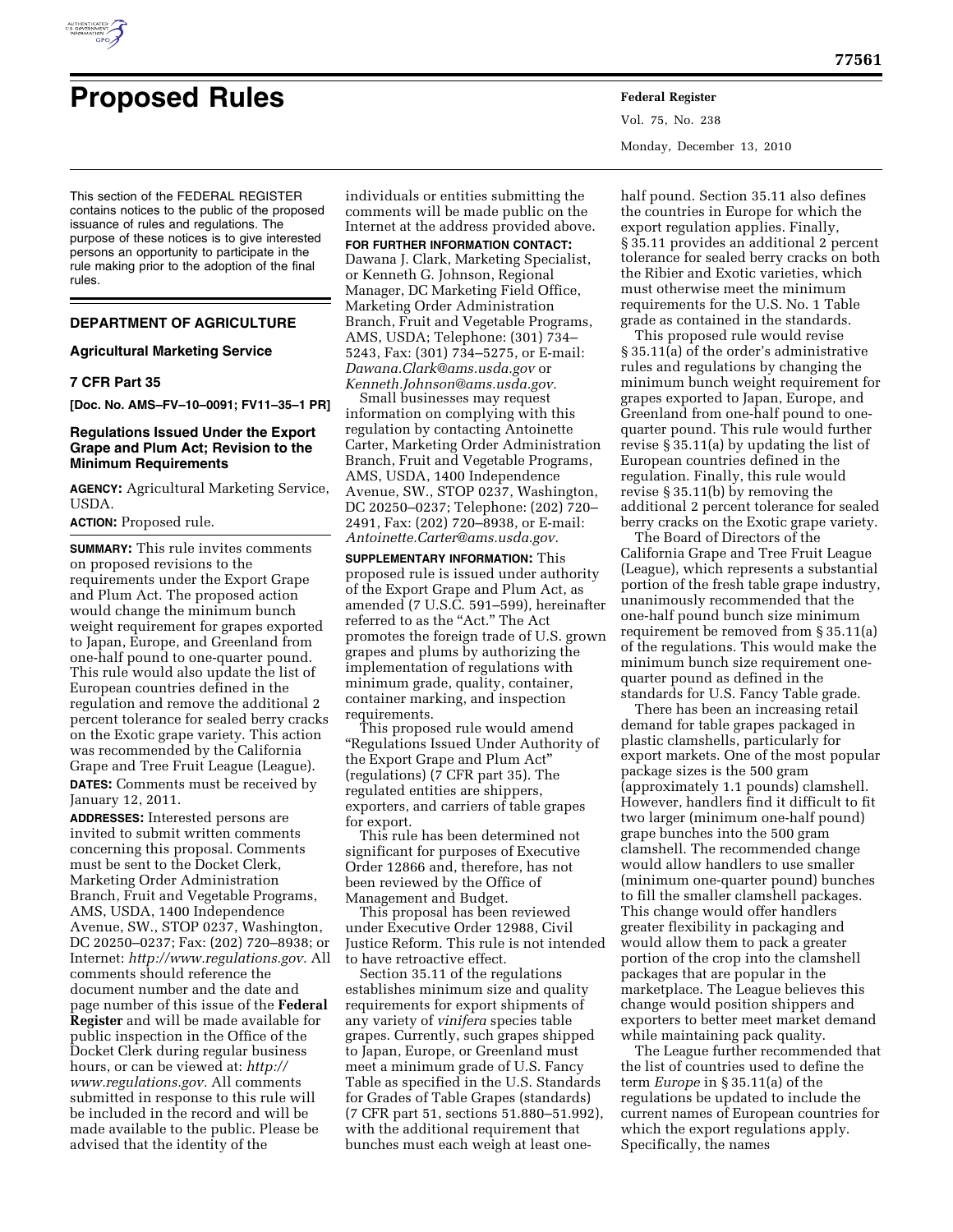# Proposed Rules

This section of the FEDERAL REGISTER contains notices to the public of the proposed issuance of rules and regulations. The purpose of these notices is to give interested persons an opportunity to participate in the rule making prior to the adoption of the final rules.

## DEPARTMENT OF AGRICULTURE

### Agricultural Marketing Service

### 7 CFR Part 35

**[Doc. No. AMS–FV–10–0091; FV11–35–1 PR]**

### Regulations Issued Under the Export Grape and Plum Act; Revision to the Minimum Requirements

**AGENCY:** Agricultural Marketing Service, USDA.

**ACTION:** Proposed rule.

**SUMMARY:** This rule invites comments on proposed revisions to the requirements under the Export Grape and Plum Act. The proposed action would change the minimum bunch weight requirement for grapes exported to Japan, Europe, and Greenland from one-half pound to one-quarter pound. This rule would also update the list of European countries defined in the regulation and remove the additional 2 percent tolerance for sealed berry cracks on the Exotic grape variety. This action was recommended by the California Grape and Tree Fruit League (League).

**DATES:** Comments must be received by January 12, 2011.

**ADDRESSES:** Interested persons are invited to submit written comments concerning this proposal. Comments must be sent to the Docket Clerk, Marketing Order Administration Branch, Fruit and Vegetable Programs, AMS, USDA, 1400 Independence Avenue, SW., STOP 0237, Washington, DC 20250–0237; Fax: (202) 720–8938; or Internet: *http://www.regulations.gov.* All comments should reference the document number and the date and page number of this issue of the **Federal Register** and will be made available for public inspection in the Office of the Docket Clerk during regular business hours, or can be viewed at: *http://www.regulations.gov.* All comments submitted in response to this rule will be included in the record and will be made available to the public. Please be advised that the identity of the individuals or entities submitting the comments will be made public on the Internet at the address provided above.

**FOR FURTHER INFORMATION CONTACT:** Dawana J. Clark, Marketing Specialist, or Kenneth G. Johnson, Regional Manager, DC Marketing Field Office, Marketing Order Administration Branch, Fruit and Vegetable Programs, AMS, USDA; Telephone: (301) 734–5243, Fax: (301) 734–5275, or E-mail: *Dawana.Clark@ams.usda.gov* or *Kenneth.Johnson@ams.usda.gov.*

Small businesses may request information on complying with this regulation by contacting Antoinette Carter, Marketing Order Administration Branch, Fruit and Vegetable Programs, AMS, USDA, 1400 Independence Avenue, SW., STOP 0237, Washington, DC 20250–0237; Telephone: (202) 720–2491, Fax: (202) 720–8938, or E-mail: *Antoinette.Carter@ams.usda.gov.*

**SUPPLEMENTARY INFORMATION:** This proposed rule is issued under authority of the Export Grape and Plum Act, as amended (7 U.S.C. 591–599), hereinafter referred to as the "Act." The Act promotes the foreign trade of U.S. grown grapes and plums by authorizing the implementation of regulations with minimum grade, quality, container, container marking, and inspection requirements.

This proposed rule would amend "Regulations Issued Under Authority of the Export Grape and Plum Act" (regulations) (7 CFR part 35). The regulated entities are shippers, exporters, and carriers of table grapes for export.

This rule has been determined not significant for purposes of Executive Order 12866 and, therefore, has not been reviewed by the Office of Management and Budget.

This proposal has been reviewed under Executive Order 12988, Civil Justice Reform. This rule is not intended to have retroactive effect.

Section 35.11 of the regulations establishes minimum size and quality requirements for export shipments of any variety of *vinifera* species table grapes. Currently, such grapes shipped to Japan, Europe, or Greenland must meet a minimum grade of U.S. Fancy Table as specified in the U.S. Standards for Grades of Table Grapes (standards) (7 CFR part 51, sections 51.880–51.992), with the additional requirement that bunches must each weigh at least one-half pound. Section 35.11 also defines the countries in Europe for which the export regulation applies. Finally, § 35.11 provides an additional 2 percent tolerance for sealed berry cracks on both the Ribier and Exotic varieties, which must otherwise meet the minimum requirements for the U.S. No. 1 Table grade as contained in the standards.

This proposed rule would revise § 35.11(a) of the order's administrative rules and regulations by changing the minimum bunch weight requirement for grapes exported to Japan, Europe, and Greenland from one-half pound to one-quarter pound. This rule would further revise § 35.11(a) by updating the list of European countries defined in the regulation. Finally, this rule would revise § 35.11(b) by removing the additional 2 percent tolerance for sealed berry cracks on the Exotic grape variety.

The Board of Directors of the California Grape and Tree Fruit League (League), which represents a substantial portion of the fresh table grape industry, unanimously recommended that the one-half pound bunch size minimum requirement be removed from § 35.11(a) of the regulations. This would make the minimum bunch size requirement one-quarter pound as defined in the standards for U.S. Fancy Table grade.

There has been an increasing retail demand for table grapes packaged in plastic clamshells, particularly for export markets. One of the most popular package sizes is the 500 gram (approximately 1.1 pounds) clamshell. However, handlers find it difficult to fit two larger (minimum one-half pound) grape bunches into the 500 gram clamshell. The recommended change would allow handlers to use smaller (minimum one-quarter pound) bunches to fill the smaller clamshell packages. This change would offer handlers greater flexibility in packaging and would allow them to pack a greater portion of the crop into the clamshell packages that are popular in the marketplace. The League believes this change would position shippers and exporters to better meet market demand while maintaining pack quality.

The League further recommended that the list of countries used to define the term *Europe* in § 35.11(a) of the regulations be updated to include the current names of European countries for which the export regulations apply. Specifically, the names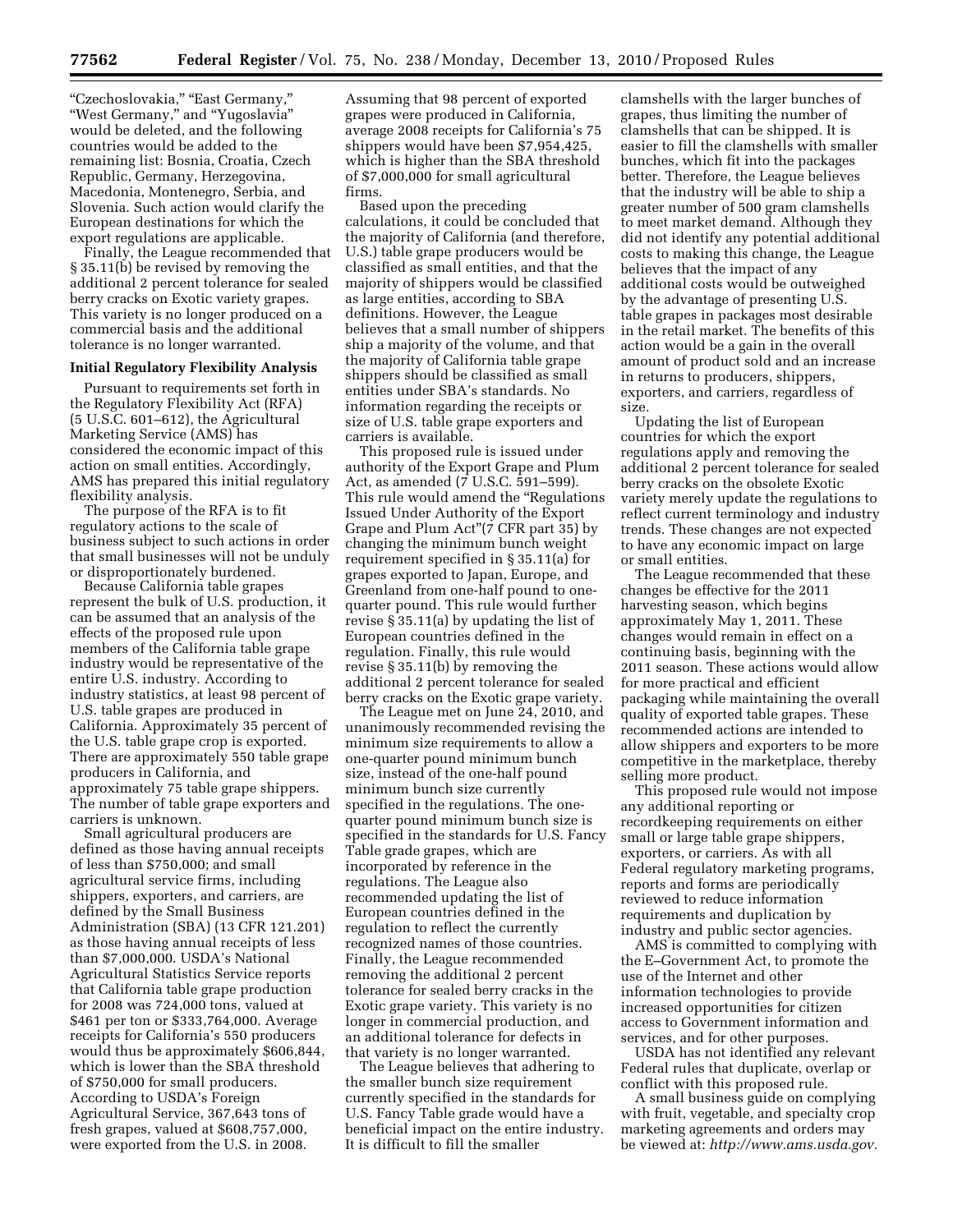"Czechoslovakia," "East Germany," "West Germany," and "Yugoslavia" would be deleted, and the following countries would be added to the remaining list: Bosnia, Croatia, Czech Republic, Germany, Herzegovina, Macedonia, Montenegro, Serbia, and Slovenia. Such action would clarify the European destinations for which the export regulations are applicable.

Finally, the League recommended that § 35.11(b) be revised by removing the additional 2 percent tolerance for sealed berry cracks on Exotic variety grapes. This variety is no longer produced on a commercial basis and the additional tolerance is no longer warranted.

**Initial Regulatory Flexibility Analysis**

Pursuant to requirements set forth in the Regulatory Flexibility Act (RFA) (5 U.S.C. 601–612), the Agricultural Marketing Service (AMS) has considered the economic impact of this action on small entities. Accordingly, AMS has prepared this initial regulatory flexibility analysis.

The purpose of the RFA is to fit regulatory actions to the scale of business subject to such actions in order that small businesses will not be unduly or disproportionately burdened.

Because California table grapes represent the bulk of U.S. production, it can be assumed that an analysis of the effects of the proposed rule upon members of the California table grape industry would be representative of the entire U.S. industry. According to industry statistics, at least 98 percent of U.S. table grapes are produced in California. Approximately 35 percent of the U.S. table grape crop is exported. There are approximately 550 table grape producers in California, and approximately 75 table grape shippers. The number of table grape exporters and carriers is unknown.

Small agricultural producers are defined as those having annual receipts of less than $750,000; and small agricultural service firms, including shippers, exporters, and carriers, are defined by the Small Business Administration (SBA) (13 CFR 121.201) as those having annual receipts of less than $7,000,000. USDA's National Agricultural Statistics Service reports that California table grape production for 2008 was 724,000 tons, valued at $461 per ton or $333,764,000. Average receipts for California's 550 producers would thus be approximately $606,844, which is lower than the SBA threshold of $750,000 for small producers. According to USDA's Foreign Agricultural Service, 367,643 tons of fresh grapes, valued at $608,757,000, were exported from the U.S. in 2008. Assuming that 98 percent of exported grapes were produced in California, average 2008 receipts for California's 75 shippers would have been $7,954,425, which is higher than the SBA threshold of $7,000,000 for small agricultural firms.

Based upon the preceding calculations, it could be concluded that the majority of California (and therefore, U.S.) table grape producers would be classified as small entities, and that the majority of shippers would be classified as large entities, according to SBA definitions. However, the League believes that a small number of shippers ship a majority of the volume, and that the majority of California table grape shippers should be classified as small entities under SBA's standards. No information regarding the receipts or size of U.S. table grape exporters and carriers is available.

This proposed rule is issued under authority of the Export Grape and Plum Act, as amended (7 U.S.C. 591–599). This rule would amend the "Regulations Issued Under Authority of the Export Grape and Plum Act"(7 CFR part 35) by changing the minimum bunch weight requirement specified in § 35.11(a) for grapes exported to Japan, Europe, and Greenland from one-half pound to one-quarter pound. This rule would further revise § 35.11(a) by updating the list of European countries defined in the regulation. Finally, this rule would revise § 35.11(b) by removing the additional 2 percent tolerance for sealed berry cracks on the Exotic grape variety.

The League met on June 24, 2010, and unanimously recommended revising the minimum size requirements to allow a one-quarter pound minimum bunch size, instead of the one-half pound minimum bunch size currently specified in the regulations. The one-quarter pound minimum bunch size is specified in the standards for U.S. Fancy Table grade grapes, which are incorporated by reference in the regulations. The League also recommended updating the list of European countries defined in the regulation to reflect the currently recognized names of those countries. Finally, the League recommended removing the additional 2 percent tolerance for sealed berry cracks in the Exotic grape variety. This variety is no longer in commercial production, and an additional tolerance for defects in that variety is no longer warranted.

The League believes that adhering to the smaller bunch size requirement currently specified in the standards for U.S. Fancy Table grade would have a beneficial impact on the entire industry. It is difficult to fill the smaller clamshells with the larger bunches of grapes, thus limiting the number of clamshells that can be shipped. It is easier to fill the clamshells with smaller bunches, which fit into the packages better. Therefore, the League believes that the industry will be able to ship a greater number of 500 gram clamshells to meet market demand. Although they did not identify any potential additional costs to making this change, the League believes that the impact of any additional costs would be outweighed by the advantage of presenting U.S. table grapes in packages most desirable in the retail market. The benefits of this action would be a gain in the overall amount of product sold and an increase in returns to producers, shippers, exporters, and carriers, regardless of size.

Updating the list of European countries for which the export regulations apply and removing the additional 2 percent tolerance for sealed berry cracks on the obsolete Exotic variety merely update the regulations to reflect current terminology and industry trends. These changes are not expected to have any economic impact on large or small entities.

The League recommended that these changes be effective for the 2011 harvesting season, which begins approximately May 1, 2011. These changes would remain in effect on a continuing basis, beginning with the 2011 season. These actions would allow for more practical and efficient packaging while maintaining the overall quality of exported table grapes. These recommended actions are intended to allow shippers and exporters to be more competitive in the marketplace, thereby selling more product.

This proposed rule would not impose any additional reporting or recordkeeping requirements on either small or large table grape shippers, exporters, or carriers. As with all Federal regulatory marketing programs, reports and forms are periodically reviewed to reduce information requirements and duplication by industry and public sector agencies.

AMS is committed to complying with the E–Government Act, to promote the use of the Internet and other information technologies to provide increased opportunities for citizen access to Government information and services, and for other purposes.

USDA has not identified any relevant Federal rules that duplicate, overlap or conflict with this proposed rule.

A small business guide on complying with fruit, vegetable, and specialty crop marketing agreements and orders may be viewed at: *http://www.ams.usda.gov.*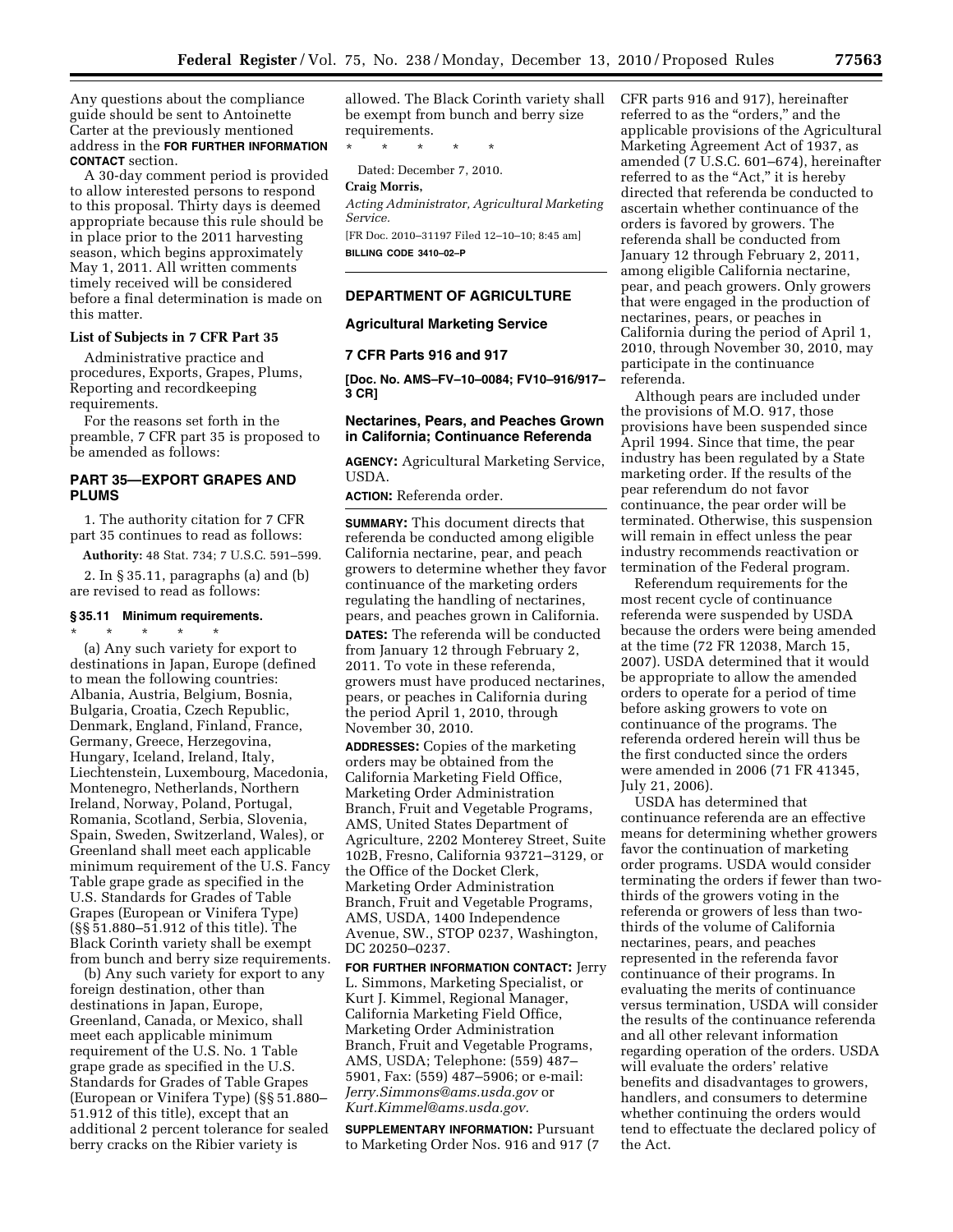Any questions about the compliance guide should be sent to Antoinette Carter at the previously mentioned address in the **FOR FURTHER INFORMATION CONTACT** section.

A 30-day comment period is provided to allow interested persons to respond to this proposal. Thirty days is deemed appropriate because this rule should be in place prior to the 2011 harvesting season, which begins approximately May 1, 2011. All written comments timely received will be considered before a final determination is made on this matter.

### List of Subjects in 7 CFR Part 35

Administrative practice and procedures, Exports, Grapes, Plums, Reporting and recordkeeping requirements.

For the reasons set forth in the preamble, 7 CFR part 35 is proposed to be amended as follows:

## PART 35—EXPORT GRAPES AND PLUMS

1. The authority citation for 7 CFR part 35 continues to read as follows:

**Authority:** 48 Stat. 734; 7 U.S.C. 591–599.

2. In § 35.11, paragraphs (a) and (b) are revised to read as follows:

### § 35.11 Minimum requirements.

\* \* \* \* \*

(a) Any such variety for export to destinations in Japan, Europe (defined to mean the following countries: Albania, Austria, Belgium, Bosnia, Bulgaria, Croatia, Czech Republic, Denmark, England, Finland, France, Germany, Greece, Herzegovina, Hungary, Iceland, Ireland, Italy, Liechtenstein, Luxembourg, Macedonia, Montenegro, Netherlands, Northern Ireland, Norway, Poland, Portugal, Romania, Scotland, Serbia, Slovenia, Spain, Sweden, Switzerland, Wales), or Greenland shall meet each applicable minimum requirement of the U.S. Fancy Table grape grade as specified in the U.S. Standards for Grades of Table Grapes (European or Vinifera Type) (§§ 51.880–51.912 of this title). The Black Corinth variety shall be exempt from bunch and berry size requirements.

(b) Any such variety for export to any foreign destination, other than destinations in Japan, Europe, Greenland, Canada, or Mexico, shall meet each applicable minimum requirement of the U.S. No. 1 Table grape grade as specified in the U.S. Standards for Grades of Table Grapes (European or Vinifera Type) (§§ 51.880–51.912 of this title), except that an additional 2 percent tolerance for sealed berry cracks on the Ribier variety is allowed. The Black Corinth variety shall be exempt from bunch and berry size requirements.

\* \* \* \* \*

Dated: December 7, 2010.

**Craig Morris,**

*Acting Administrator, Agricultural Marketing Service.*

[FR Doc. 2010–31197 Filed 12–10–10; 8:45 am]

**BILLING CODE 3410–02–P**

---

## DEPARTMENT OF AGRICULTURE

### Agricultural Marketing Service

### 7 CFR Parts 916 and 917

**[Doc. No. AMS–FV–10–0084; FV10–916/917–3 CR]**

### Nectarines, Pears, and Peaches Grown in California; Continuance Referenda

**AGENCY:** Agricultural Marketing Service, USDA.

**ACTION:** Referenda order.

**SUMMARY:** This document directs that referenda be conducted among eligible California nectarine, pear, and peach growers to determine whether they favor continuance of the marketing orders regulating the handling of nectarines, pears, and peaches grown in California.

**DATES:** The referenda will be conducted from January 12 through February 2, 2011. To vote in these referenda, growers must have produced nectarines, pears, or peaches in California during the period April 1, 2010, through November 30, 2010.

**ADDRESSES:** Copies of the marketing orders may be obtained from the California Marketing Field Office, Marketing Order Administration Branch, Fruit and Vegetable Programs, AMS, United States Department of Agriculture, 2202 Monterey Street, Suite 102B, Fresno, California 93721–3129, or the Office of the Docket Clerk, Marketing Order Administration Branch, Fruit and Vegetable Programs, AMS, USDA, 1400 Independence Avenue, SW., STOP 0237, Washington, DC 20250–0237.

**FOR FURTHER INFORMATION CONTACT:** Jerry L. Simmons, Marketing Specialist, or Kurt J. Kimmel, Regional Manager, California Marketing Field Office, Marketing Order Administration Branch, Fruit and Vegetable Programs, AMS, USDA; Telephone: (559) 487–5901, Fax: (559) 487–5906; or e-mail: *Jerry.Simmons@ams.usda.gov* or *Kurt.Kimmel@ams.usda.gov.*

**SUPPLEMENTARY INFORMATION:** Pursuant to Marketing Order Nos. 916 and 917 (7 CFR parts 916 and 917), hereinafter referred to as the "orders," and the applicable provisions of the Agricultural Marketing Agreement Act of 1937, as amended (7 U.S.C. 601–674), hereinafter referred to as the "Act," it is hereby directed that referenda be conducted to ascertain whether continuance of the orders is favored by growers. The referenda shall be conducted from January 12 through February 2, 2011, among eligible California nectarine, pear, and peach growers. Only growers that were engaged in the production of nectarines, pears, or peaches in California during the period of April 1, 2010, through November 30, 2010, may participate in the continuance referenda.

Although pears are included under the provisions of M.O. 917, those provisions have been suspended since April 1994. Since that time, the pear industry has been regulated by a State marketing order. If the results of the pear referendum do not favor continuance, the pear order will be terminated. Otherwise, this suspension will remain in effect unless the pear industry recommends reactivation or termination of the Federal program.

Referendum requirements for the most recent cycle of continuance referenda were suspended by USDA because the orders were being amended at the time (72 FR 12038, March 15, 2007). USDA determined that it would be appropriate to allow the amended orders to operate for a period of time before asking growers to vote on continuance of the programs. The referenda ordered herein will thus be the first conducted since the orders were amended in 2006 (71 FR 41345, July 21, 2006).

USDA has determined that continuance referenda are an effective means for determining whether growers favor the continuation of marketing order programs. USDA would consider terminating the orders if fewer than two-thirds of the growers voting in the referenda or growers of less than two-thirds of the volume of California nectarines, pears, and peaches represented in the referenda favor continuance of their programs. In evaluating the merits of continuance versus termination, USDA will consider the results of the continuance referenda and all other relevant information regarding operation of the orders. USDA will evaluate the orders' relative benefits and disadvantages to growers, handlers, and consumers to determine whether continuing the orders would tend to effectuate the declared policy of the Act.